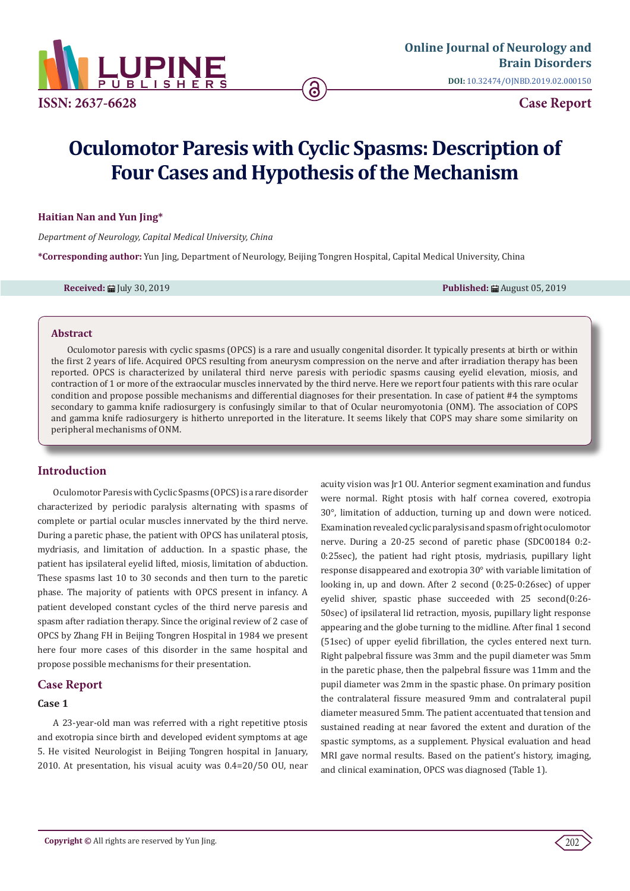# Oculomotor Paresis with Cyclic Spasms: Description of Four Cases and Hypothesis of the Mechanism

**Haitian Nan and Yun Jing***

*Department of Neurology, Capital Medical University, China*

***Corresponding author:** Yun Jing, Department of Neurology, Beijing Tongren Hospital, Capital Medical University, China

**Received:** July 30, 2019 **Published:** August 05, 2019

## Abstract

Oculomotor paresis with cyclic spasms (OPCS) is a rare and usually congenital disorder. It typically presents at birth or within the first 2 years of life. Acquired OPCS resulting from aneurysm compression on the nerve and after irradiation therapy has been reported. OPCS is characterized by unilateral third nerve paresis with periodic spasms causing eyelid elevation, miosis, and contraction of 1 or more of the extraocular muscles innervated by the third nerve. Here we report four patients with this rare ocular condition and propose possible mechanisms and differential diagnoses for their presentation. In case of patient #4 the symptoms secondary to gamma knife radiosurgery is confusingly similar to that of Ocular neuromyotonia (ONM). The association of COPS and gamma knife radiosurgery is hitherto unreported in the literature. It seems likely that COPS may share some similarity on peripheral mechanisms of ONM.

## Introduction

Oculomotor Paresis with Cyclic Spasms (OPCS) is a rare disorder characterized by periodic paralysis alternating with spasms of complete or partial ocular muscles innervated by the third nerve. During a paretic phase, the patient with OPCS has unilateral ptosis, mydriasis, and limitation of adduction. In a spastic phase, the patient has ipsilateral eyelid lifted, miosis, limitation of abduction. These spasms last 10 to 30 seconds and then turn to the paretic phase. The majority of patients with OPCS present in infancy. A patient developed constant cycles of the third nerve paresis and spasm after radiation therapy. Since the original review of 2 case of OPCS by Zhang FH in Beijing Tongren Hospital in 1984 we present here four more cases of this disorder in the same hospital and propose possible mechanisms for their presentation.

## Case Report

### Case 1

A 23-year-old man was referred with a right repetitive ptosis and exotropia since birth and developed evident symptoms at age 5. He visited Neurologist in Beijing Tongren hospital in January, 2010. At presentation, his visual acuity was 0.4=20/50 OU, near acuity vision was Jr1 OU. Anterior segment examination and fundus were normal. Right ptosis with half cornea covered, exotropia 30°, limitation of adduction, turning up and down were noticed. Examination revealed cyclic paralysis and spasm of right oculomotor nerve. During a 20-25 second of paretic phase (SDC00184 0:2-0:25sec), the patient had right ptosis, mydriasis, pupillary light response disappeared and exotropia 30° with variable limitation of looking in, up and down. After 2 second (0:25-0:26sec) of upper eyelid shiver, spastic phase succeeded with 25 second(0:26-50sec) of ipsilateral lid retraction, myosis, pupillary light response appearing and the globe turning to the midline. After final 1 second (51sec) of upper eyelid fibrillation, the cycles entered next turn. Right palpebral fissure was 3mm and the pupil diameter was 5mm in the paretic phase, then the palpebral fissure was 11mm and the pupil diameter was 2mm in the spastic phase. On primary position the contralateral fissure measured 9mm and contralateral pupil diameter measured 5mm. The patient accentuated that tension and sustained reading at near favored the extent and duration of the spastic symptoms, as a supplement. Physical evaluation and head MRI gave normal results. Based on the patient's history, imaging, and clinical examination, OPCS was diagnosed (Table 1).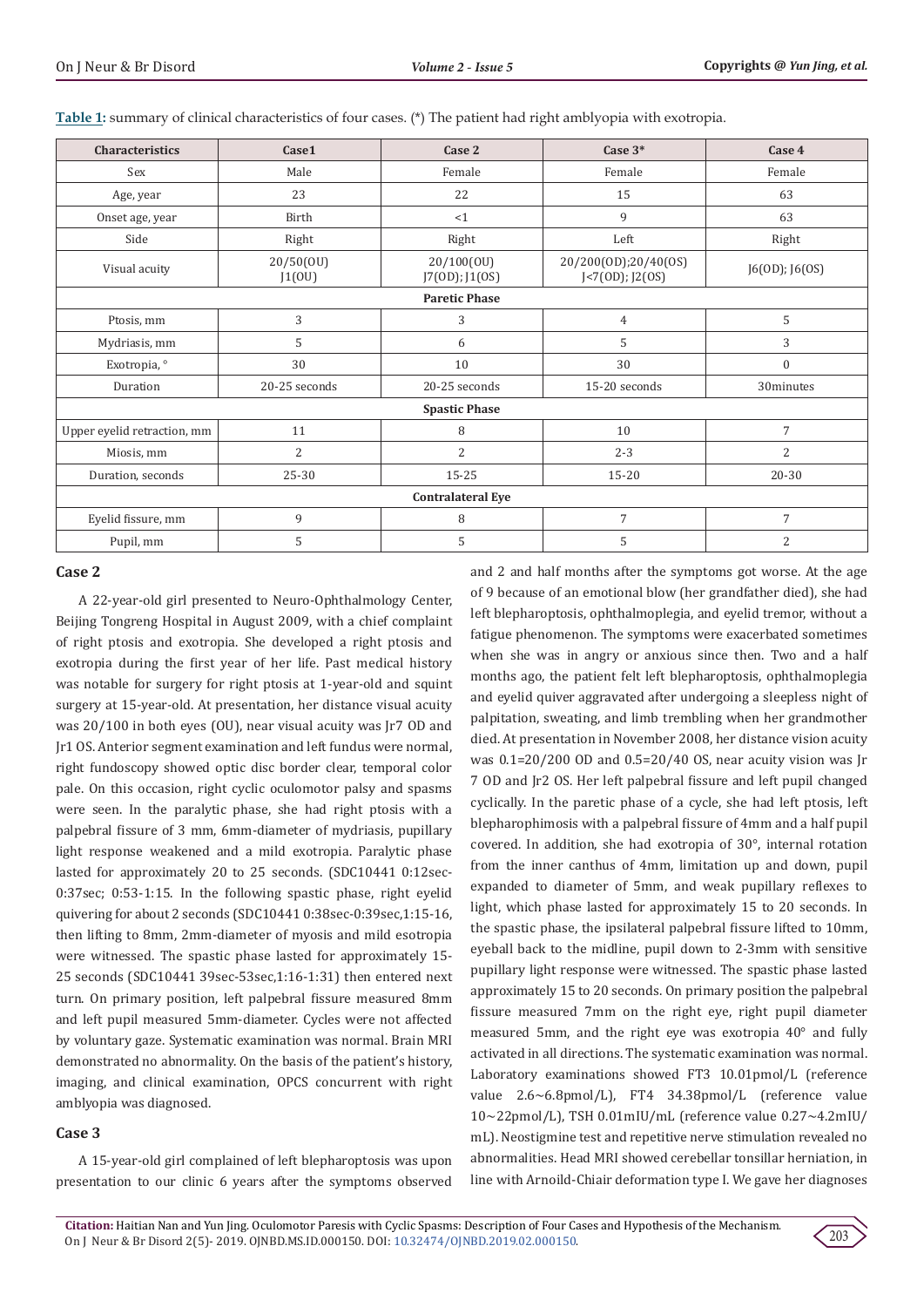**Table 1:** summary of clinical characteristics of four cases. (*) The patient had right amblyopia with exotropia.

| Characteristics | Case1 | Case 2 | Case 3* | Case 4 |
|---|---|---|---|---|
| Sex | Male | Female | Female | Female |
| Age, year | 23 | 22 | 15 | 63 |
| Onset age, year | Birth | <1 | 9 | 63 |
| Side | Right | Right | Left | Right |
| Visual acuity | 20/50(OU) J1(OU) | 20/100(OU) J7(OD); J1(OS) | 20/200(OD);20/40(OS) J<7(OD); J2(OS) | J6(OD); J6(OS) |
| **Paretic Phase** | | | | |
| Ptosis, mm | 3 | 3 | 4 | 5 |
| Mydriasis, mm | 5 | 6 | 5 | 3 |
| Exotropia, ° | 30 | 10 | 30 | 0 |
| Duration | 20-25 seconds | 20-25 seconds | 15-20 seconds | 30minutes |
| **Spastic Phase** | | | | |
| Upper eyelid retraction, mm | 11 | 8 | 10 | 7 |
| Miosis, mm | 2 | 2 | 2-3 | 2 |
| Duration, seconds | 25-30 | 15-25 | 15-20 | 20-30 |
| **Contralateral Eye** | | | | |
| Eyelid fissure, mm | 9 | 8 | 7 | 7 |
| Pupil, mm | 5 | 5 | 5 | 2 |

### Case 2

A 22-year-old girl presented to Neuro-Ophthalmology Center, Beijing Tongreng Hospital in August 2009, with a chief complaint of right ptosis and exotropia. She developed a right ptosis and exotropia during the first year of her life. Past medical history was notable for surgery for right ptosis at 1-year-old and squint surgery at 15-year-old. At presentation, her distance visual acuity was 20/100 in both eyes (OU), near visual acuity was Jr7 OD and Jr1 OS. Anterior segment examination and left fundus were normal, right fundoscopy showed optic disc border clear, temporal color pale. On this occasion, right cyclic oculomotor palsy and spasms were seen. In the paralytic phase, she had right ptosis with a palpebral fissure of 3 mm, 6mm-diameter of mydriasis, pupillary light response weakened and a mild exotropia. Paralytic phase lasted for approximately 20 to 25 seconds. (SDC10441 0:12sec-0:37sec; 0:53-1:15. In the following spastic phase, right eyelid quivering for about 2 seconds (SDC10441 0:38sec-0:39sec,1:15-16, then lifting to 8mm, 2mm-diameter of myosis and mild esotropia were witnessed. The spastic phase lasted for approximately 15-25 seconds (SDC10441 39sec-53sec,1:16-1:31) then entered next turn. On primary position, left palpebral fissure measured 8mm and left pupil measured 5mm-diameter. Cycles were not affected by voluntary gaze. Systematic examination was normal. Brain MRI demonstrated no abnormality. On the basis of the patient's history, imaging, and clinical examination, OPCS concurrent with right amblyopia was diagnosed.

### Case 3

A 15-year-old girl complained of left blepharoptosis was upon presentation to our clinic 6 years after the symptoms observed and 2 and half months after the symptoms got worse. At the age of 9 because of an emotional blow (her grandfather died), she had left blepharoptosis, ophthalmoplegia, and eyelid tremor, without a fatigue phenomenon. The symptoms were exacerbated sometimes when she was in angry or anxious since then. Two and a half months ago, the patient felt left blepharoptosis, ophthalmoplegia and eyelid quiver aggravated after undergoing a sleepless night of palpitation, sweating, and limb trembling when her grandmother died. At presentation in November 2008, her distance vision acuity was 0.1=20/200 OD and 0.5=20/40 OS, near acuity vision was Jr 7 OD and Jr2 OS. Her left palpebral fissure and left pupil changed cyclically. In the paretic phase of a cycle, she had left ptosis, left blepharophimosis with a palpebral fissure of 4mm and a half pupil covered. In addition, she had exotropia of 30°, internal rotation from the inner canthus of 4mm, limitation up and down, pupil expanded to diameter of 5mm, and weak pupillary reflexes to light, which phase lasted for approximately 15 to 20 seconds. In the spastic phase, the ipsilateral palpebral fissure lifted to 10mm, eyeball back to the midline, pupil down to 2-3mm with sensitive pupillary light response were witnessed. The spastic phase lasted approximately 15 to 20 seconds. On primary position the palpebral fissure measured 7mm on the right eye, right pupil diameter measured 5mm, and the right eye was exotropia 40° and fully activated in all directions. The systematic examination was normal. Laboratory examinations showed FT3 10.01pmol/L (reference value 2.6~6.8pmol/L), FT4 34.38pmol/L (reference value 10~22pmol/L), TSH 0.01mIU/mL (reference value 0.27~4.2mIU/mL). Neostigmine test and repetitive nerve stimulation revealed no abnormalities. Head MRI showed cerebellar tonsillar herniation, in line with Arnoild-Chiair deformation type I. We gave her diagnoses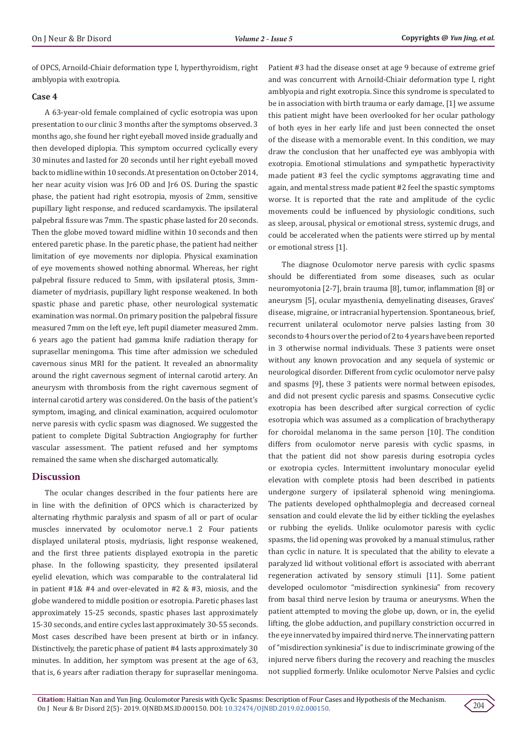of OPCS, Arnoild-Chiair deformation type I, hyperthyroidism, right amblyopia with exotropia.

### Case 4

A 63-year-old female complained of cyclic esotropia was upon presentation to our clinic 3 months after the symptoms observed. 3 months ago, she found her right eyeball moved inside gradually and then developed diplopia. This symptom occurred cyclically every 30 minutes and lasted for 20 seconds until her right eyeball moved back to midline within 10 seconds. At presentation on October 2014, her near acuity vision was Jr6 OD and Jr6 OS. During the spastic phase, the patient had right esotropia, myosis of 2mm, sensitive pupillary light response, and reduced scardamyxis. The ipsilateral palpebral fissure was 7mm. The spastic phase lasted for 20 seconds. Then the globe moved toward midline within 10 seconds and then entered paretic phase. In the paretic phase, the patient had neither limitation of eye movements nor diplopia. Physical examination of eye movements showed nothing abnormal. Whereas, her right palpebral fissure reduced to 5mm, with ipsilateral ptosis, 3mm-diameter of mydriasis, pupillary light response weakened. In both spastic phase and paretic phase, other neurological systematic examination was normal. On primary position the palpebral fissure measured 7mm on the left eye, left pupil diameter measured 2mm. 6 years ago the patient had gamma knife radiation therapy for suprasellar meningoma. This time after admission we scheduled cavernous sinus MRI for the patient. It revealed an abnormality around the right cavernous segment of internal carotid artery. An aneurysm with thrombosis from the right cavernous segment of internal carotid artery was considered. On the basis of the patient's symptom, imaging, and clinical examination, acquired oculomotor nerve paresis with cyclic spasm was diagnosed. We suggested the patient to complete Digital Subtraction Angiography for further vascular assessment. The patient refused and her symptoms remained the same when she discharged automatically.

## Discussion

The ocular changes described in the four patients here are in line with the definition of OPCS which is characterized by alternating rhythmic paralysis and spasm of all or part of ocular muscles innervated by oculomotor nerve.1 2 Four patients displayed unilateral ptosis, mydriasis, light response weakened, and the first three patients displayed exotropia in the paretic phase. In the following spasticity, they presented ipsilateral eyelid elevation, which was comparable to the contralateral lid in patient #1& #4 and over-elevated in #2 & #3, miosis, and the globe wandered to middle position or esotropia. Paretic phases last approximately 15-25 seconds, spastic phases last approximately 15-30 seconds, and entire cycles last approximately 30-55 seconds. Most cases described have been present at birth or in infancy. Distinctively, the paretic phase of patient #4 lasts approximately 30 minutes. In addition, her symptom was present at the age of 63, that is, 6 years after radiation therapy for suprasellar meningoma.

Patient #3 had the disease onset at age 9 because of extreme grief and was concurrent with Arnoild-Chiair deformation type I, right amblyopia and right exotropia. Since this syndrome is speculated to be in association with birth trauma or early damage, [1] we assume this patient might have been overlooked for her ocular pathology of both eyes in her early life and just been connected the onset of the disease with a memorable event. In this condition, we may draw the conclusion that her unaffected eye was amblyopia with exotropia. Emotional stimulations and sympathetic hyperactivity made patient #3 feel the cyclic symptoms aggravating time and again, and mental stress made patient #2 feel the spastic symptoms worse. It is reported that the rate and amplitude of the cyclic movements could be influenced by physiologic conditions, such as sleep, arousal, physical or emotional stress, systemic drugs, and could be accelerated when the patients were stirred up by mental or emotional stress [1].

The diagnose Oculomotor nerve paresis with cyclic spasms should be differentiated from some diseases, such as ocular neuromyotonia [2-7], brain trauma [8], tumor, inflammation [8] or aneurysm [5], ocular myasthenia, demyelinating diseases, Graves' disease, migraine, or intracranial hypertension. Spontaneous, brief, recurrent unilateral oculomotor nerve palsies lasting from 30 seconds to 4 hours over the period of 2 to 4 years have been reported in 3 otherwise normal individuals. These 3 patients were onset without any known provocation and any sequela of systemic or neurological disorder. Different from cyclic oculomotor nerve palsy and spasms [9], these 3 patients were normal between episodes, and did not present cyclic paresis and spasms. Consecutive cyclic exotropia has been described after surgical correction of cyclic esotropia which was assumed as a complication of brachytherapy for choroidal melanoma in the same person [10]. The condition differs from oculomotor nerve paresis with cyclic spasms, in that the patient did not show paresis during esotropia cycles or exotropia cycles. Intermittent involuntary monocular eyelid elevation with complete ptosis had been described in patients undergone surgery of ipsilateral sphenoid wing meningioma. The patients developed ophthalmoplegia and decreased corneal sensation and could elevate the lid by either tickling the eyelashes or rubbing the eyelids. Unlike oculomotor paresis with cyclic spasms, the lid opening was provoked by a manual stimulus, rather than cyclic in nature. It is speculated that the ability to elevate a paralyzed lid without volitional effort is associated with aberrant regeneration activated by sensory stimuli [11]. Some patient developed oculomotor "misdirection synkinesia" from recovery from basal third nerve lesion by trauma or aneurysms. When the patient attempted to moving the globe up, down, or in, the eyelid lifting, the globe adduction, and pupillary constriction occurred in the eye innervated by impaired third nerve. The innervating pattern of "misdirection synkinesia" is due to indiscriminate growing of the injured nerve fibers during the recovery and reaching the muscles not supplied formerly. Unlike oculomotor Nerve Palsies and cyclic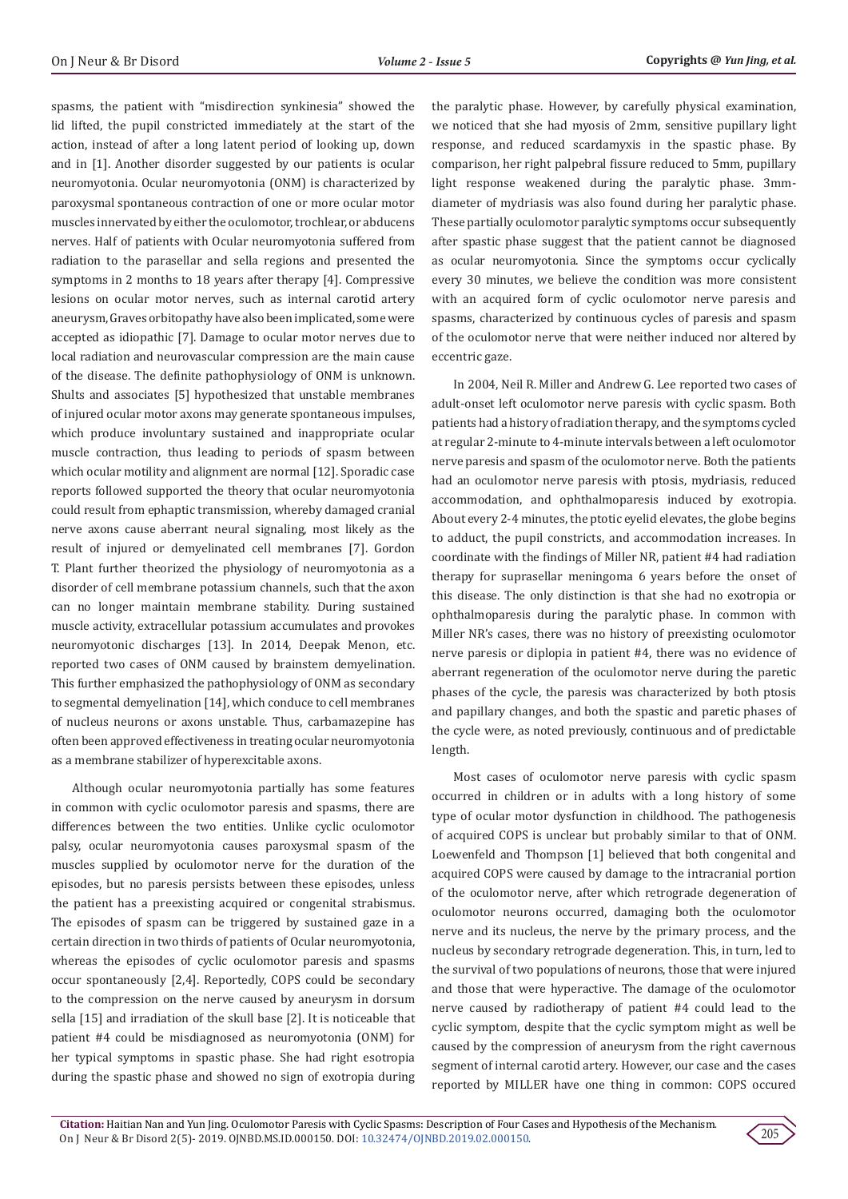spasms, the patient with "misdirection synkinesia" showed the lid lifted, the pupil constricted immediately at the start of the action, instead of after a long latent period of looking up, down and in [1]. Another disorder suggested by our patients is ocular neuromyotonia. Ocular neuromyotonia (ONM) is characterized by paroxysmal spontaneous contraction of one or more ocular motor muscles innervated by either the oculomotor, trochlear, or abducens nerves. Half of patients with Ocular neuromyotonia suffered from radiation to the parasellar and sella regions and presented the symptoms in 2 months to 18 years after therapy [4]. Compressive lesions on ocular motor nerves, such as internal carotid artery aneurysm, Graves orbitopathy have also been implicated, some were accepted as idiopathic [7]. Damage to ocular motor nerves due to local radiation and neurovascular compression are the main cause of the disease. The definite pathophysiology of ONM is unknown. Shults and associates [5] hypothesized that unstable membranes of injured ocular motor axons may generate spontaneous impulses, which produce involuntary sustained and inappropriate ocular muscle contraction, thus leading to periods of spasm between which ocular motility and alignment are normal [12]. Sporadic case reports followed supported the theory that ocular neuromyotonia could result from ephaptic transmission, whereby damaged cranial nerve axons cause aberrant neural signaling, most likely as the result of injured or demyelinated cell membranes [7]. Gordon T. Plant further theorized the physiology of neuromyotonia as a disorder of cell membrane potassium channels, such that the axon can no longer maintain membrane stability. During sustained muscle activity, extracellular potassium accumulates and provokes neuromyotonic discharges [13]. In 2014, Deepak Menon, etc. reported two cases of ONM caused by brainstem demyelination. This further emphasized the pathophysiology of ONM as secondary to segmental demyelination [14], which conduce to cell membranes of nucleus neurons or axons unstable. Thus, carbamazepine has often been approved effectiveness in treating ocular neuromyotonia as a membrane stabilizer of hyperexcitable axons.

Although ocular neuromyotonia partially has some features in common with cyclic oculomotor paresis and spasms, there are differences between the two entities. Unlike cyclic oculomotor palsy, ocular neuromyotonia causes paroxysmal spasm of the muscles supplied by oculomotor nerve for the duration of the episodes, but no paresis persists between these episodes, unless the patient has a preexisting acquired or congenital strabismus. The episodes of spasm can be triggered by sustained gaze in a certain direction in two thirds of patients of Ocular neuromyotonia, whereas the episodes of cyclic oculomotor paresis and spasms occur spontaneously [2,4]. Reportedly, COPS could be secondary to the compression on the nerve caused by aneurysm in dorsum sella [15] and irradiation of the skull base [2]. It is noticeable that patient #4 could be misdiagnosed as neuromyotonia (ONM) for her typical symptoms in spastic phase. She had right esotropia during the spastic phase and showed no sign of exotropia during the paralytic phase. However, by carefully physical examination, we noticed that she had myosis of 2mm, sensitive pupillary light response, and reduced scardamyxis in the spastic phase. By comparison, her right palpebral fissure reduced to 5mm, pupillary light response weakened during the paralytic phase. 3mm-diameter of mydriasis was also found during her paralytic phase. These partially oculomotor paralytic symptoms occur subsequently after spastic phase suggest that the patient cannot be diagnosed as ocular neuromyotonia. Since the symptoms occur cyclically every 30 minutes, we believe the condition was more consistent with an acquired form of cyclic oculomotor nerve paresis and spasms, characterized by continuous cycles of paresis and spasm of the oculomotor nerve that were neither induced nor altered by eccentric gaze.

In 2004, Neil R. Miller and Andrew G. Lee reported two cases of adult-onset left oculomotor nerve paresis with cyclic spasm. Both patients had a history of radiation therapy, and the symptoms cycled at regular 2-minute to 4-minute intervals between a left oculomotor nerve paresis and spasm of the oculomotor nerve. Both the patients had an oculomotor nerve paresis with ptosis, mydriasis, reduced accommodation, and ophthalmoparesis induced by exotropia. About every 2-4 minutes, the ptotic eyelid elevates, the globe begins to adduct, the pupil constricts, and accommodation increases. In coordinate with the findings of Miller NR, patient #4 had radiation therapy for suprasellar meningoma 6 years before the onset of this disease. The only distinction is that she had no exotropia or ophthalmoparesis during the paralytic phase. In common with Miller NR's cases, there was no history of preexisting oculomotor nerve paresis or diplopia in patient #4, there was no evidence of aberrant regeneration of the oculomotor nerve during the paretic phases of the cycle, the paresis was characterized by both ptosis and papillary changes, and both the spastic and paretic phases of the cycle were, as noted previously, continuous and of predictable length.

Most cases of oculomotor nerve paresis with cyclic spasm occurred in children or in adults with a long history of some type of ocular motor dysfunction in childhood. The pathogenesis of acquired COPS is unclear but probably similar to that of ONM. Loewenfeld and Thompson [1] believed that both congenital and acquired COPS were caused by damage to the intracranial portion of the oculomotor nerve, after which retrograde degeneration of oculomotor neurons occurred, damaging both the oculomotor nerve and its nucleus, the nerve by the primary process, and the nucleus by secondary retrograde degeneration. This, in turn, led to the survival of two populations of neurons, those that were injured and those that were hyperactive. The damage of the oculomotor nerve caused by radiotherapy of patient #4 could lead to the cyclic symptom, despite that the cyclic symptom might as well be caused by the compression of aneurysm from the right cavernous segment of internal carotid artery. However, our case and the cases reported by MILLER have one thing in common: COPS occured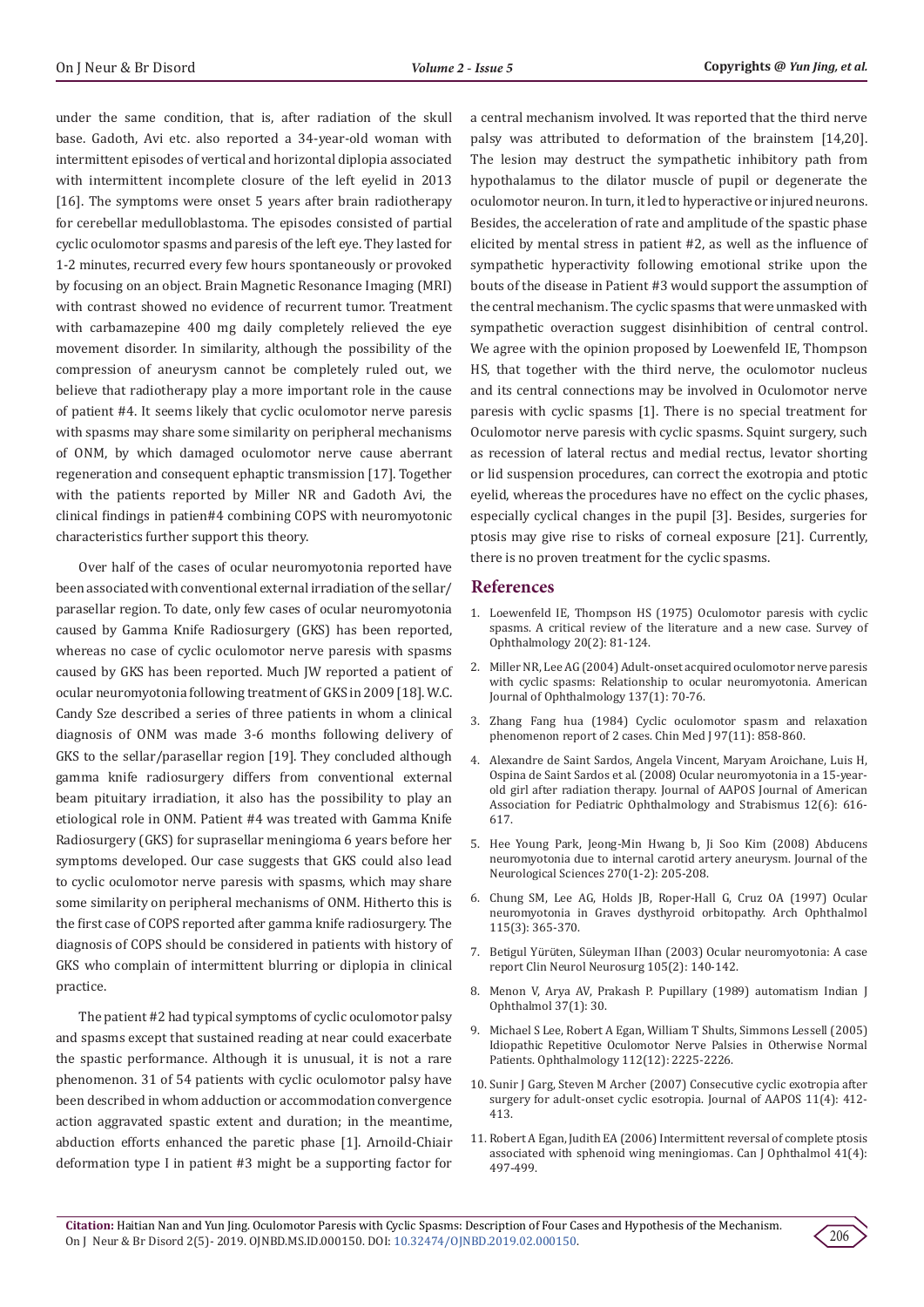under the same condition, that is, after radiation of the skull base. Gadoth, Avi etc. also reported a 34-year-old woman with intermittent episodes of vertical and horizontal diplopia associated with intermittent incomplete closure of the left eyelid in 2013 [16]. The symptoms were onset 5 years after brain radiotherapy for cerebellar medulloblastoma. The episodes consisted of partial cyclic oculomotor spasms and paresis of the left eye. They lasted for 1-2 minutes, recurred every few hours spontaneously or provoked by focusing on an object. Brain Magnetic Resonance Imaging (MRI) with contrast showed no evidence of recurrent tumor. Treatment with carbamazepine 400 mg daily completely relieved the eye movement disorder. In similarity, although the possibility of the compression of aneurysm cannot be completely ruled out, we believe that radiotherapy play a more important role in the cause of patient #4. It seems likely that cyclic oculomotor nerve paresis with spasms may share some similarity on peripheral mechanisms of ONM, by which damaged oculomotor nerve cause aberrant regeneration and consequent ephaptic transmission [17]. Together with the patients reported by Miller NR and Gadoth Avi, the clinical findings in patien#4 combining COPS with neuromyotonic characteristics further support this theory.

Over half of the cases of ocular neuromyotonia reported have been associated with conventional external irradiation of the sellar/parasellar region. To date, only few cases of ocular neuromyotonia caused by Gamma Knife Radiosurgery (GKS) has been reported, whereas no case of cyclic oculomotor nerve paresis with spasms caused by GKS has been reported. Much JW reported a patient of ocular neuromyotonia following treatment of GKS in 2009 [18]. W.C. Candy Sze described a series of three patients in whom a clinical diagnosis of ONM was made 3-6 months following delivery of GKS to the sellar/parasellar region [19]. They concluded although gamma knife radiosurgery differs from conventional external beam pituitary irradiation, it also has the possibility to play an etiological role in ONM. Patient #4 was treated with Gamma Knife Radiosurgery (GKS) for suprasellar meningioma 6 years before her symptoms developed. Our case suggests that GKS could also lead to cyclic oculomotor nerve paresis with spasms, which may share some similarity on peripheral mechanisms of ONM. Hitherto this is the first case of COPS reported after gamma knife radiosurgery. The diagnosis of COPS should be considered in patients with history of GKS who complain of intermittent blurring or diplopia in clinical practice.

The patient #2 had typical symptoms of cyclic oculomotor palsy and spasms except that sustained reading at near could exacerbate the spastic performance. Although it is unusual, it is not a rare phenomenon. 31 of 54 patients with cyclic oculomotor palsy have been described in whom adduction or accommodation convergence action aggravated spastic extent and duration; in the meantime, abduction efforts enhanced the paretic phase [1]. Arnoild-Chiair deformation type I in patient #3 might be a supporting factor for a central mechanism involved. It was reported that the third nerve palsy was attributed to deformation of the brainstem [14,20]. The lesion may destruct the sympathetic inhibitory path from hypothalamus to the dilator muscle of pupil or degenerate the oculomotor neuron. In turn, it led to hyperactive or injured neurons. Besides, the acceleration of rate and amplitude of the spastic phase elicited by mental stress in patient #2, as well as the influence of sympathetic hyperactivity following emotional strike upon the bouts of the disease in Patient #3 would support the assumption of the central mechanism. The cyclic spasms that were unmasked with sympathetic overaction suggest disinhibition of central control. We agree with the opinion proposed by Loewenfeld IE, Thompson HS, that together with the third nerve, the oculomotor nucleus and its central connections may be involved in Oculomotor nerve paresis with cyclic spasms [1]. There is no special treatment for Oculomotor nerve paresis with cyclic spasms. Squint surgery, such as recession of lateral rectus and medial rectus, levator shorting or lid suspension procedures, can correct the exotropia and ptotic eyelid, whereas the procedures have no effect on the cyclic phases, especially cyclical changes in the pupil [3]. Besides, surgeries for ptosis may give rise to risks of corneal exposure [21]. Currently, there is no proven treatment for the cyclic spasms.

## References

1. Loewenfeld IE, Thompson HS (1975) Oculomotor paresis with cyclic spasms. A critical review of the literature and a new case. Survey of Ophthalmology 20(2): 81-124.
2. Miller NR, Lee AG (2004) Adult-onset acquired oculomotor nerve paresis with cyclic spasms: Relationship to ocular neuromyotonia. American Journal of Ophthalmology 137(1): 70-76.
3. Zhang Fang hua (1984) Cyclic oculomotor spasm and relaxation phenomenon report of 2 cases. Chin Med J 97(11): 858-860.
4. Alexandre de Saint Sardos, Angela Vincent, Maryam Aroichane, Luis H, Ospina de Saint Sardos et al. (2008) Ocular neuromyotonia in a 15-year-old girl after radiation therapy. Journal of AAPOS Journal of American Association for Pediatric Ophthalmology and Strabismus 12(6): 616-617.
5. Hee Young Park, Jeong-Min Hwang b, Ji Soo Kim (2008) Abducens neuromyotonia due to internal carotid artery aneurysm. Journal of the Neurological Sciences 270(1-2): 205-208.
6. Chung SM, Lee AG, Holds JB, Roper-Hall G, Cruz OA (1997) Ocular neuromyotonia in Graves dysthyroid orbitopathy. Arch Ophthalmol 115(3): 365-370.
7. Betigul Yürüten, Süleyman IIhan (2003) Ocular neuromyotonia: A case report Clin Neurol Neurosurg 105(2): 140-142.
8. Menon V, Arya AV, Prakash P. Pupillary (1989) automatism Indian J Ophthalmol 37(1): 30.
9. Michael S Lee, Robert A Egan, William T Shults, Simmons Lessell (2005) Idiopathic Repetitive Oculomotor Nerve Palsies in Otherwise Normal Patients. Ophthalmology 112(12): 2225-2226.
10. Sunir J Garg, Steven M Archer (2007) Consecutive cyclic exotropia after surgery for adult-onset cyclic esotropia. Journal of AAPOS 11(4): 412-413.
11. Robert A Egan, Judith EA (2006) Intermittent reversal of complete ptosis associated with sphenoid wing meningiomas. Can J Ophthalmol 41(4): 497-499.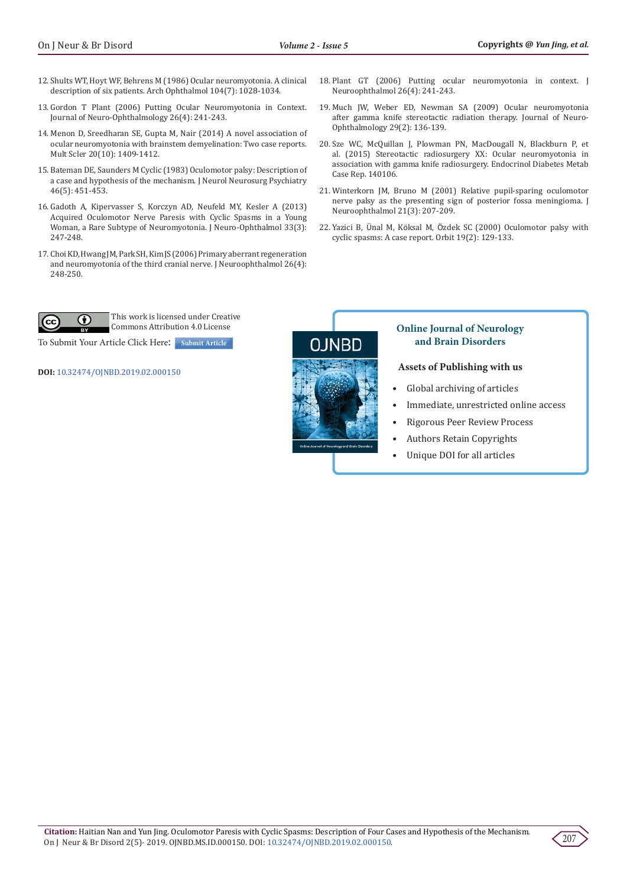12. Shults WT, Hoyt WF, Behrens M (1986) Ocular neuromyotonia. A clinical description of six patients. Arch Ophthalmol 104(7): 1028-1034.
13. Gordon T Plant (2006) Putting Ocular Neuromyotonia in Context. Journal of Neuro-Ophthalmology 26(4): 241-243.
14. Menon D, Sreedharan SE, Gupta M, Nair (2014) A novel association of ocular neuromyotonia with brainstem demyelination: Two case reports. Mult Scler 20(10): 1409-1412.
15. Bateman DE, Saunders M Cyclic (1983) Oculomotor palsy: Description of a case and hypothesis of the mechanism. J Neurol Neurosurg Psychiatry 46(5): 451-453.
16. Gadoth A, Kipervasser S, Korczyn AD, Neufeld MY, Kesler A (2013) Acquired Oculomotor Nerve Paresis with Cyclic Spasms in a Young Woman, a Rare Subtype of Neuromyotonia. J Neuro-Ophthalmol 33(3): 247-248.
17. Choi KD, Hwang JM, Park SH, Kim JS (2006) Primary aberrant regeneration and neuromyotonia of the third cranial nerve. J Neuroophthalmol 26(4): 248-250.
18. Plant GT (2006) Putting ocular neuromyotonia in context. J Neuroophthalmol 26(4): 241-243.
19. Much JW, Weber ED, Newman SA (2009) Ocular neuromyotonia after gamma knife stereotactic radiation therapy. Journal of Neuro-Ophthalmology 29(2): 136-139.
20. Sze WC, McQuillan J, Plowman PN, MacDougall N, Blackburn P, et al. (2015) Stereotactic radiosurgery XX: Ocular neuromyotonia in association with gamma knife radiosurgery. Endocrinol Diabetes Metab Case Rep. 140106.
21. Winterkorn JM, Bruno M (2001) Relative pupil-sparing oculomotor nerve palsy as the presenting sign of posterior fossa meningioma. J Neuroophthalmol 21(3): 207-209.
22. Yazici B, Ünal M, Köksal M, Özdek SC (2000) Oculomotor palsy with cyclic spasms: A case report. Orbit 19(2): 129-133.

This work is licensed under Creative Commons Attribution 4.0 License

To Submit Your Article Click Here: Submit Article

**DOI:** 10.32474/OJNBD.2019.02.000150

**Online Journal of Neurology and Brain Disorders**

**Assets of Publishing with us**

- Global archiving of articles
- Immediate, unrestricted online access
- Rigorous Peer Review Process
- Authors Retain Copyrights
- Unique DOI for all articles

**Citation:** Haitian Nan and Yun Jing. Oculomotor Paresis with Cyclic Spasms: Description of Four Cases and Hypothesis of the Mechanism. On J Neur & Br Disord 2(5)- 2019. OJNBD.MS.ID.000150. DOI: 10.32474/OJNBD.2019.02.000150.